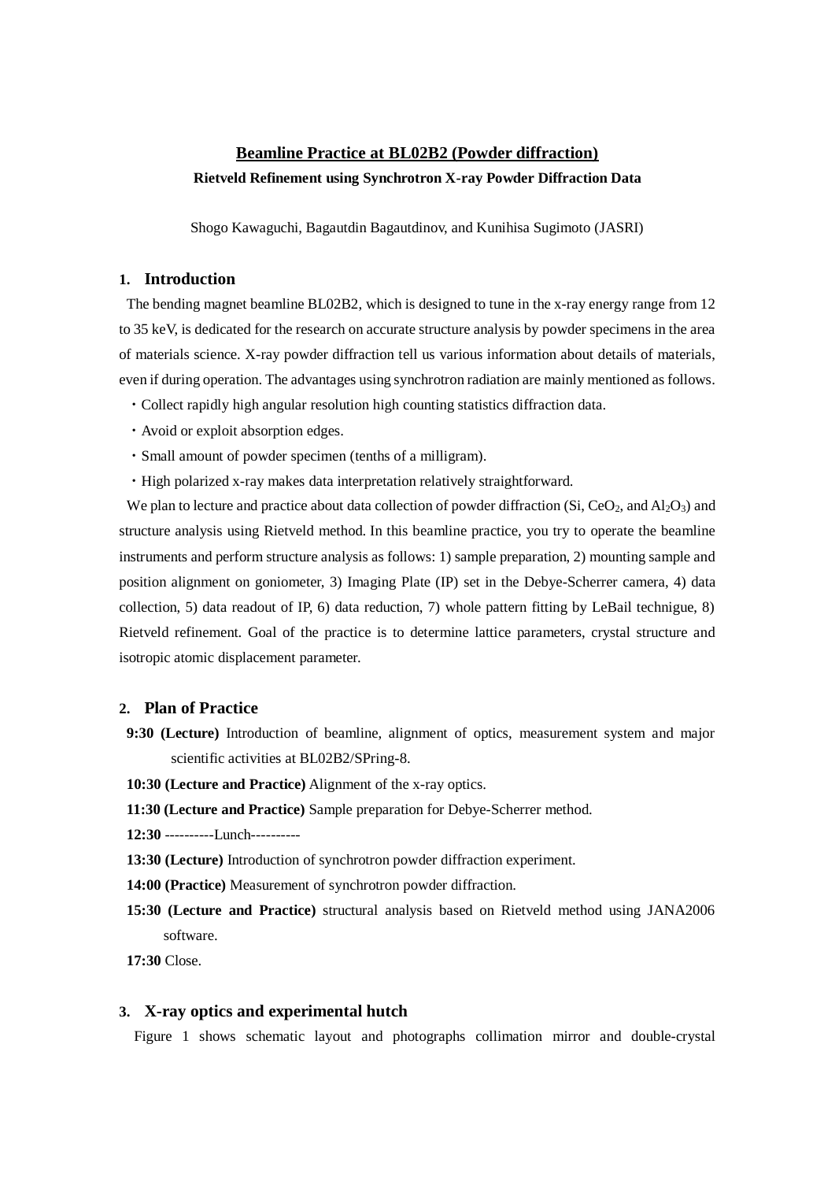# Beamline Practice at BL02B2 (Powder diffraction)

**Rietveld Refinement using Synchrotron X-ray Powder Diffraction Data**

Shogo Kawaguchi, Bagautdin Bagautdinov, and Kunihisa Sugimoto (JASRI)

## 1. Introduction

The bending magnet beamline BL02B2, which is designed to tune in the x-ray energy range from 12 to 35 keV, is dedicated for the research on accurate structure analysis by powder specimens in the area of materials science. X-ray powder diffraction tell us various information about details of materials, even if during operation. The advantages using synchrotron radiation are mainly mentioned as follows.

- Collect rapidly high angular resolution high counting statistics diffraction data.
- Avoid or exploit absorption edges.
- Small amount of powder specimen (tenths of a milligram).
- High polarized x-ray makes data interpretation relatively straightforward.

We plan to lecture and practice about data collection of powder diffraction (Si, $CeO_2$, and $Al_2O_3$) and structure analysis using Rietveld method. In this beamline practice, you try to operate the beamline instruments and perform structure analysis as follows: 1) sample preparation, 2) mounting sample and position alignment on goniometer, 3) Imaging Plate (IP) set in the Debye-Scherrer camera, 4) data collection, 5) data readout of IP, 6) data reduction, 7) whole pattern fitting by LeBail technigue, 8) Rietveld refinement. Goal of the practice is to determine lattice parameters, crystal structure and isotropic atomic displacement parameter.

## 2. Plan of Practice

**9:30 (Lecture)** Introduction of beamline, alignment of optics, measurement system and major scientific activities at BL02B2/SPring-8.

**10:30 (Lecture and Practice)** Alignment of the x-ray optics.

**11:30 (Lecture and Practice)** Sample preparation for Debye-Scherrer method.

**12:30** ----------Lunch----------

**13:30 (Lecture)** Introduction of synchrotron powder diffraction experiment.

**14:00 (Practice)** Measurement of synchrotron powder diffraction.

**15:30 (Lecture and Practice)** structural analysis based on Rietveld method using JANA2006 software.

**17:30** Close.

## 3. X-ray optics and experimental hutch

Figure 1 shows schematic layout and photographs collimation mirror and double-crystal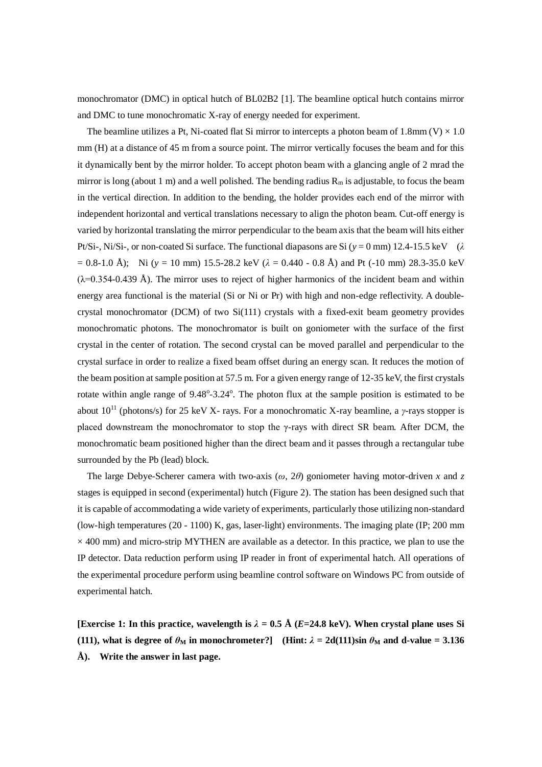monochromator (DMC) in optical hutch of BL02B2 [1]. The beamline optical hutch contains mirror and DMC to tune monochromatic X-ray of energy needed for experiment.

The beamline utilizes a Pt, Ni-coated flat Si mirror to intercepts a photon beam of 1.8mm (V) × 1.0 mm (H) at a distance of 45 m from a source point. The mirror vertically focuses the beam and for this it dynamically bent by the mirror holder. To accept photon beam with a glancing angle of 2 mrad the mirror is long (about 1 m) and a well polished. The bending radius $R_m$ is adjustable, to focus the beam in the vertical direction. In addition to the bending, the holder provides each end of the mirror with independent horizontal and vertical translations necessary to align the photon beam. Cut-off energy is varied by horizontal translating the mirror perpendicular to the beam axis that the beam will hits either Pt/Si-, Ni/Si-, or non-coated Si surface. The functional diapasons are Si ($y$ = 0 mm) 12.4-15.5 keV ($\lambda$ = 0.8-1.0 Å); Ni ($y$ = 10 mm) 15.5-28.2 keV ($\lambda$ = 0.440 - 0.8 Å) and Pt (-10 mm) 28.3-35.0 keV ($\lambda$=0.354-0.439 Å). The mirror uses to reject of higher harmonics of the incident beam and within energy area functional is the material (Si or Ni or Pr) with high and non-edge reflectivity. A double-crystal monochromator (DCM) of two Si(111) crystals with a fixed-exit beam geometry provides monochromatic photons. The monochromator is built on goniometer with the surface of the first crystal in the center of rotation. The second crystal can be moved parallel and perpendicular to the crystal surface in order to realize a fixed beam offset during an energy scan. It reduces the motion of the beam position at sample position at 57.5 m. For a given energy range of 12-35 keV, the first crystals rotate within angle range of 9.48°-3.24°. The photon flux at the sample position is estimated to be about $10^{11}$ (photons/s) for 25 keV X- rays. For a monochromatic X-ray beamline, a $\gamma$-rays stopper is placed downstream the monochromator to stop the $\gamma$-rays with direct SR beam. After DCM, the monochromatic beam positioned higher than the direct beam and it passes through a rectangular tube surrounded by the Pb (lead) block.

The large Debye-Scherer camera with two-axis ($\omega$, $2\theta$) goniometer having motor-driven $x$ and $z$ stages is equipped in second (experimental) hutch (Figure 2). The station has been designed such that it is capable of accommodating a wide variety of experiments, particularly those utilizing non-standard (low-high temperatures (20 - 1100) K, gas, laser-light) environments. The imaging plate (IP; 200 mm × 400 mm) and micro-strip MYTHEN are available as a detector. In this practice, we plan to use the IP detector. Data reduction perform using IP reader in front of experimental hatch. All operations of the experimental procedure perform using beamline control software on Windows PC from outside of experimental hatch.

**[Exercise 1: In this practice, wavelength is $\lambda$ = 0.5 Å ($E$=24.8 keV). When crystal plane uses Si (111), what is degree of $\theta_M$ in monochrometer?] (Hint: $\lambda = 2d(111)\sin\theta_M$ and d-value = 3.136 Å). Write the answer in last page.**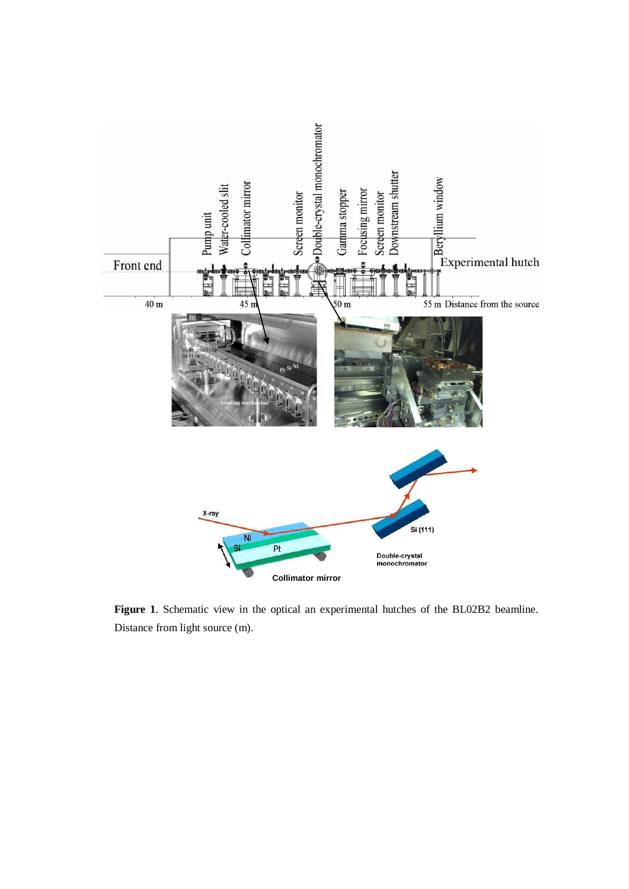**Figure 1**. Schematic view in the optical an experimental hutches of the BL02B2 beamline. Distance from light source (m).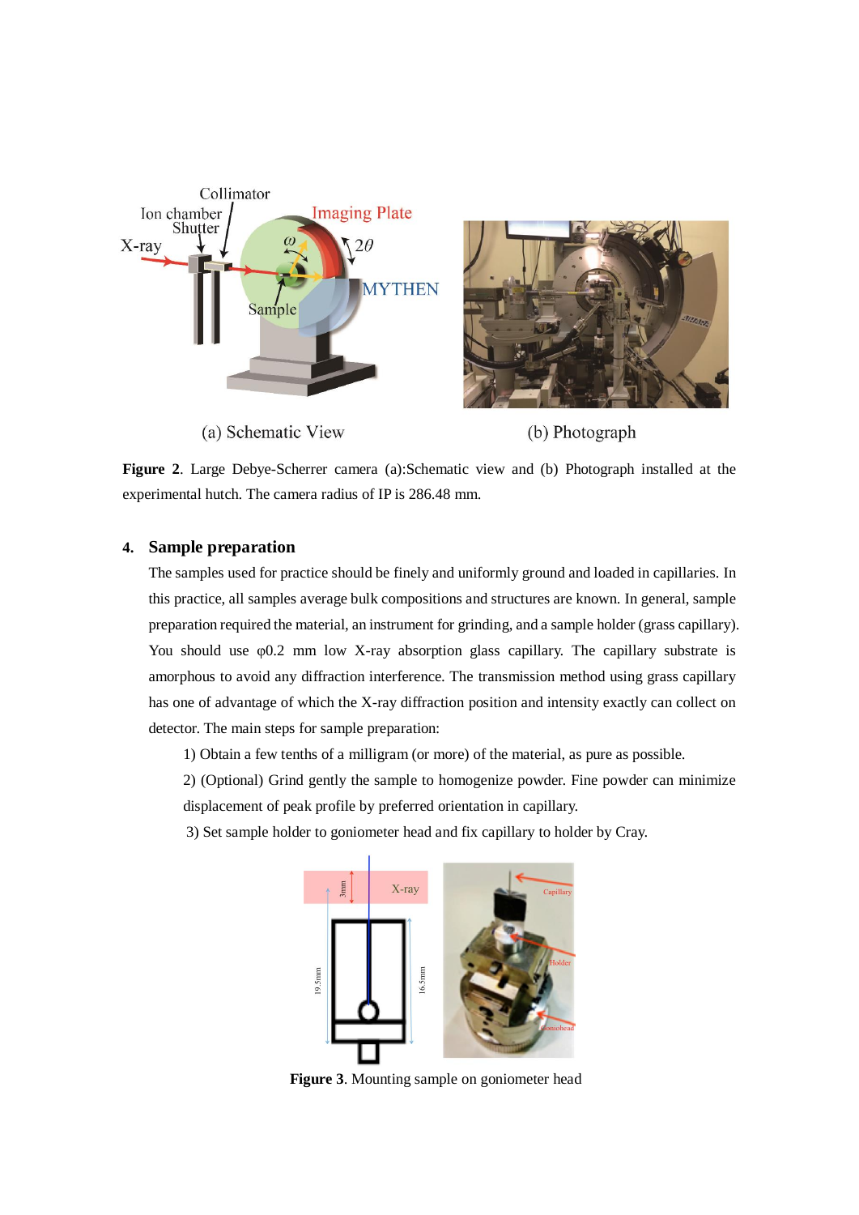(a) Schematic View

(b) Photograph

**Figure 2**. Large Debye-Scherrer camera (a):Schematic view and (b) Photograph installed at the experimental hutch. The camera radius of IP is 286.48 mm.

## 4. Sample preparation

The samples used for practice should be finely and uniformly ground and loaded in capillaries. In this practice, all samples average bulk compositions and structures are known. In general, sample preparation required the material, an instrument for grinding, and a sample holder (grass capillary). You should use φ0.2 mm low X-ray absorption glass capillary. The capillary substrate is amorphous to avoid any diffraction interference. The transmission method using grass capillary has one of advantage of which the X-ray diffraction position and intensity exactly can collect on detector. The main steps for sample preparation:

1) Obtain a few tenths of a milligram (or more) of the material, as pure as possible.

2) (Optional) Grind gently the sample to homogenize powder. Fine powder can minimize displacement of peak profile by preferred orientation in capillary.

3) Set sample holder to goniometer head and fix capillary to holder by Cray.

**Figure 3**. Mounting sample on goniometer head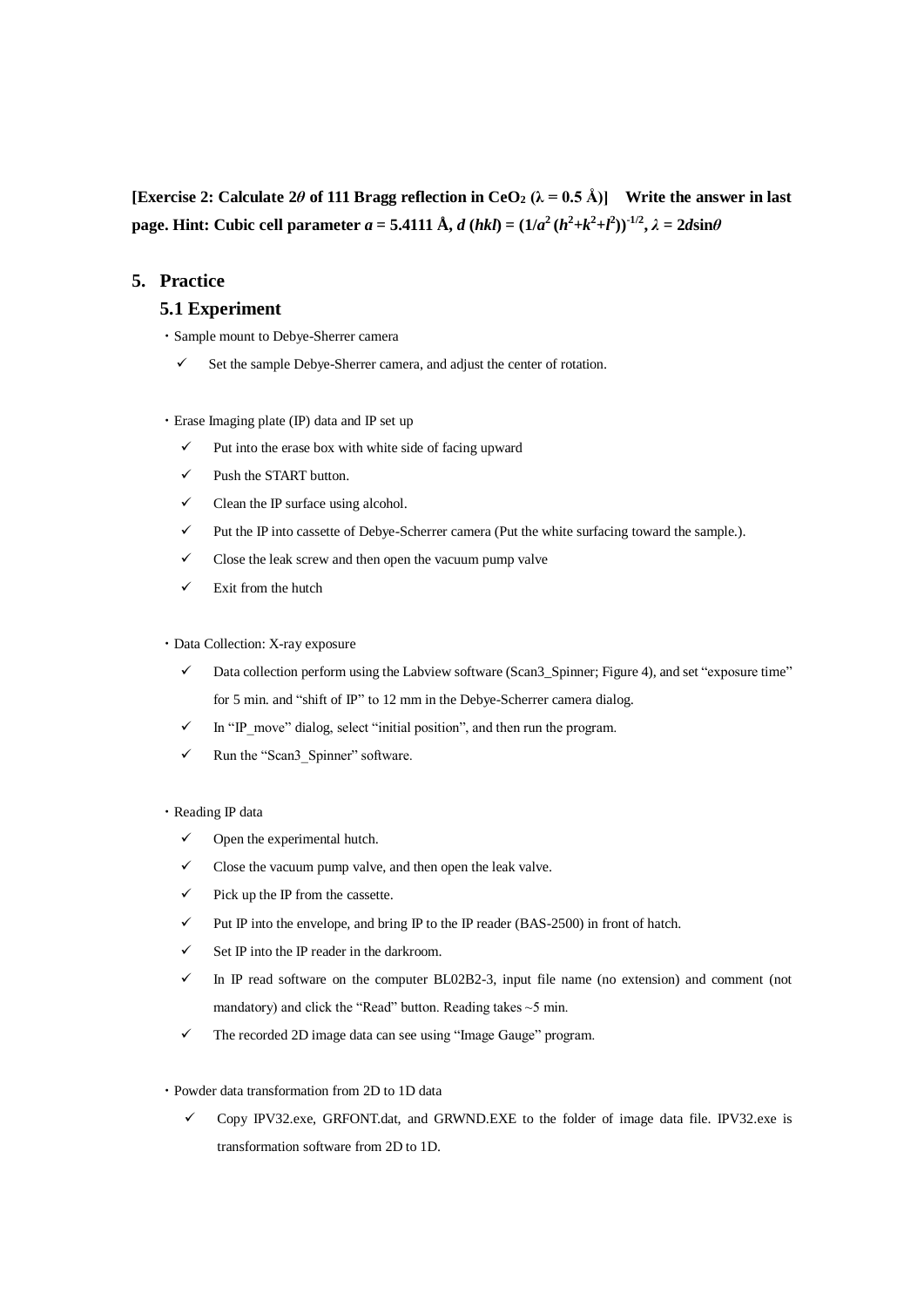**[Exercise 2: Calculate 2$\theta$ of 111 Bragg reflection in $CeO_2$ ($\lambda$ = 0.5 Å)]  Write the answer in last page. Hint: Cubic cell parameter $a$ = 5.4111 Å, $d\ (hkl) = (1/a^2\ (h^2+k^2+l^2))^{-1/2}$, $\lambda = 2d\sin\theta$**

## 5. Practice

### 5.1 Experiment

・Sample mount to Debye-Sherrer camera

- ✓ Set the sample Debye-Sherrer camera, and adjust the center of rotation.

・Erase Imaging plate (IP) data and IP set up

- ✓ Put into the erase box with white side of facing upward
- ✓ Push the START button.
- ✓ Clean the IP surface using alcohol.
- ✓ Put the IP into cassette of Debye-Scherrer camera (Put the white surfacing toward the sample.).
- ✓ Close the leak screw and then open the vacuum pump valve
- ✓ Exit from the hutch

・Data Collection: X-ray exposure

- ✓ Data collection perform using the Labview software (Scan3_Spinner; Figure 4), and set "exposure time" for 5 min. and "shift of IP" to 12 mm in the Debye-Scherrer camera dialog.
- ✓ In "IP_move" dialog, select "initial position", and then run the program.
- ✓ Run the "Scan3_Spinner" software.

・Reading IP data

- ✓ Open the experimental hutch.
- ✓ Close the vacuum pump valve, and then open the leak valve.
- ✓ Pick up the IP from the cassette.
- ✓ Put IP into the envelope, and bring IP to the IP reader (BAS-2500) in front of hatch.
- ✓ Set IP into the IP reader in the darkroom.
- ✓ In IP read software on the computer BL02B2-3, input file name (no extension) and comment (not mandatory) and click the "Read" button. Reading takes ~5 min.
- ✓ The recorded 2D image data can see using "Image Gauge" program.

・Powder data transformation from 2D to 1D data

- ✓ Copy IPV32.exe, GRFONT.dat, and GRWND.EXE to the folder of image data file. IPV32.exe is transformation software from 2D to 1D.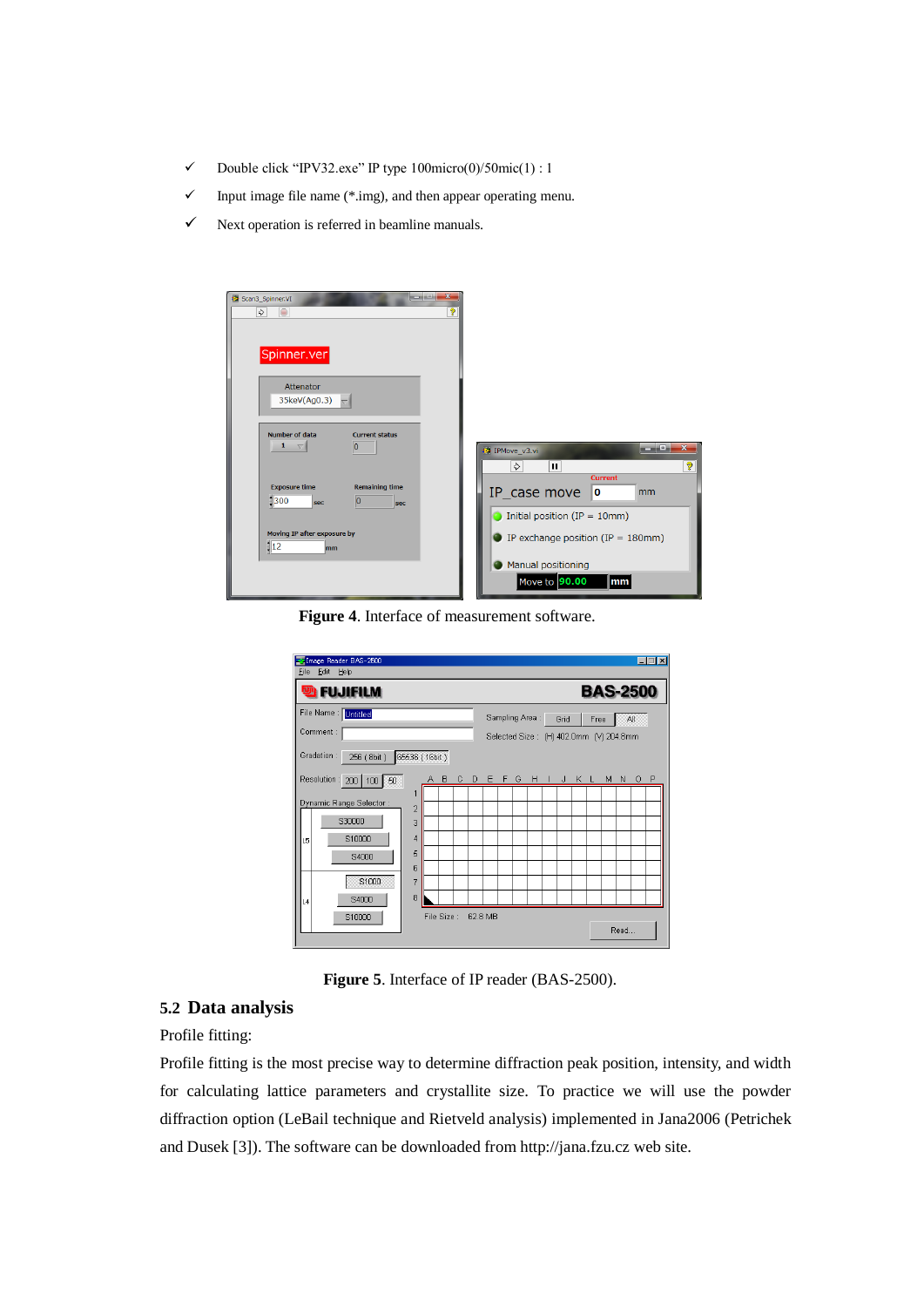- ✓ Double click “IPV32.exe” IP type 100micro(0)/50mic(1) : 1
- ✓ Input image file name (*.img), and then appear operating menu.
- ✓ Next operation is referred in beamline manuals.

**Figure 4**. Interface of measurement software.

**Figure 5**. Interface of IP reader (BAS-2500).

## 5.2 Data analysis

Profile fitting:

Profile fitting is the most precise way to determine diffraction peak position, intensity, and width for calculating lattice parameters and crystallite size. To practice we will use the powder diffraction option (LeBail technique and Rietveld analysis) implemented in Jana2006 (Petrichek and Dusek [3]). The software can be downloaded from http://jana.fzu.cz web site.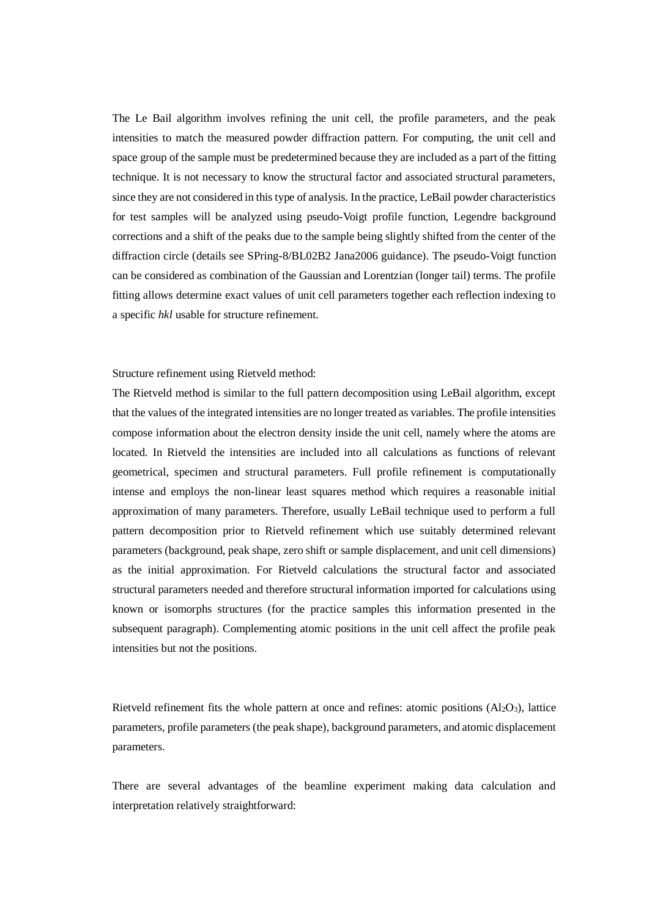The Le Bail algorithm involves refining the unit cell, the profile parameters, and the peak intensities to match the measured powder diffraction pattern. For computing, the unit cell and space group of the sample must be predetermined because they are included as a part of the fitting technique. It is not necessary to know the structural factor and associated structural parameters, since they are not considered in this type of analysis. In the practice, LeBail powder characteristics for test samples will be analyzed using pseudo-Voigt profile function, Legendre background corrections and a shift of the peaks due to the sample being slightly shifted from the center of the diffraction circle (details see SPring-8/BL02B2 Jana2006 guidance). The pseudo-Voigt function can be considered as combination of the Gaussian and Lorentzian (longer tail) terms. The profile fitting allows determine exact values of unit cell parameters together each reflection indexing to a specific *hkl* usable for structure refinement.

Structure refinement using Rietveld method:

The Rietveld method is similar to the full pattern decomposition using LeBail algorithm, except that the values of the integrated intensities are no longer treated as variables. The profile intensities compose information about the electron density inside the unit cell, namely where the atoms are located. In Rietveld the intensities are included into all calculations as functions of relevant geometrical, specimen and structural parameters. Full profile refinement is computationally intense and employs the non-linear least squares method which requires a reasonable initial approximation of many parameters. Therefore, usually LeBail technique used to perform a full pattern decomposition prior to Rietveld refinement which use suitably determined relevant parameters (background, peak shape, zero shift or sample displacement, and unit cell dimensions) as the initial approximation. For Rietveld calculations the structural factor and associated structural parameters needed and therefore structural information imported for calculations using known or isomorphs structures (for the practice samples this information presented in the subsequent paragraph). Complementing atomic positions in the unit cell affect the profile peak intensities but not the positions.

Rietveld refinement fits the whole pattern at once and refines: atomic positions ($Al_2O_3$), lattice parameters, profile parameters (the peak shape), background parameters, and atomic displacement parameters.

There are several advantages of the beamline experiment making data calculation and interpretation relatively straightforward: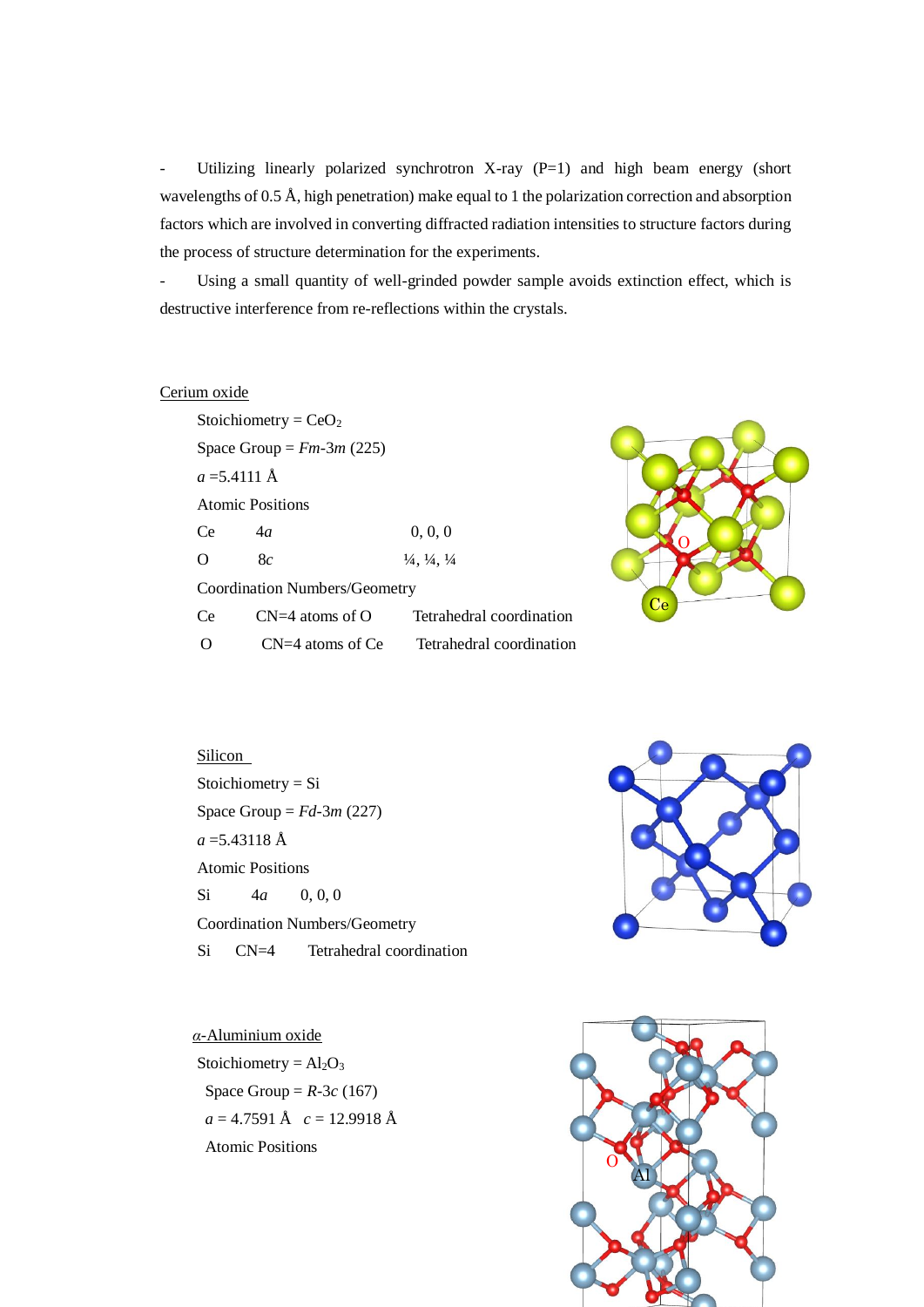- Utilizing linearly polarized synchrotron X-ray (P=1) and high beam energy (short wavelengths of 0.5 Å, high penetration) make equal to 1 the polarization correction and absorption factors which are involved in converting diffracted radiation intensities to structure factors during the process of structure determination for the experiments.
- Using a small quantity of well-grinded powder sample avoids extinction effect, which is destructive interference from re-reflections within the crystals.

<u>Cerium oxide</u>

Stoichiometry = $CeO_2$

Space Group = *Fm*-3*m* (225)

*a* =5.4111 Å

Atomic Positions

| | | |
|---|---|---|
| Ce | 4*a* | 0, 0, 0 |
| O | 8*c* | ¼, ¼, ¼ |

Coordination Numbers/Geometry

| | | |
|---|---|---|
| Ce | CN=4 atoms of O | Tetrahedral coordination |
| O | CN=4 atoms of Ce | Tetrahedral coordination |

<u>Silicon</u>

Stoichiometry = Si

Space Group = *Fd*-3*m* (227)

*a* =5.43118 Å

Atomic Positions

| | | |
|---|---|---|
| Si | 4*a* | 0, 0, 0 |

Coordination Numbers/Geometry

| | | |
|---|---|---|
| Si | CN=4 | Tetrahedral coordination |

<u>*α*-Aluminium oxide</u>

Stoichiometry = $Al_2O_3$

Space Group = *R*-3*c* (167)

*a* = 4.7591 Å  *c* = 12.9918 Å

Atomic Positions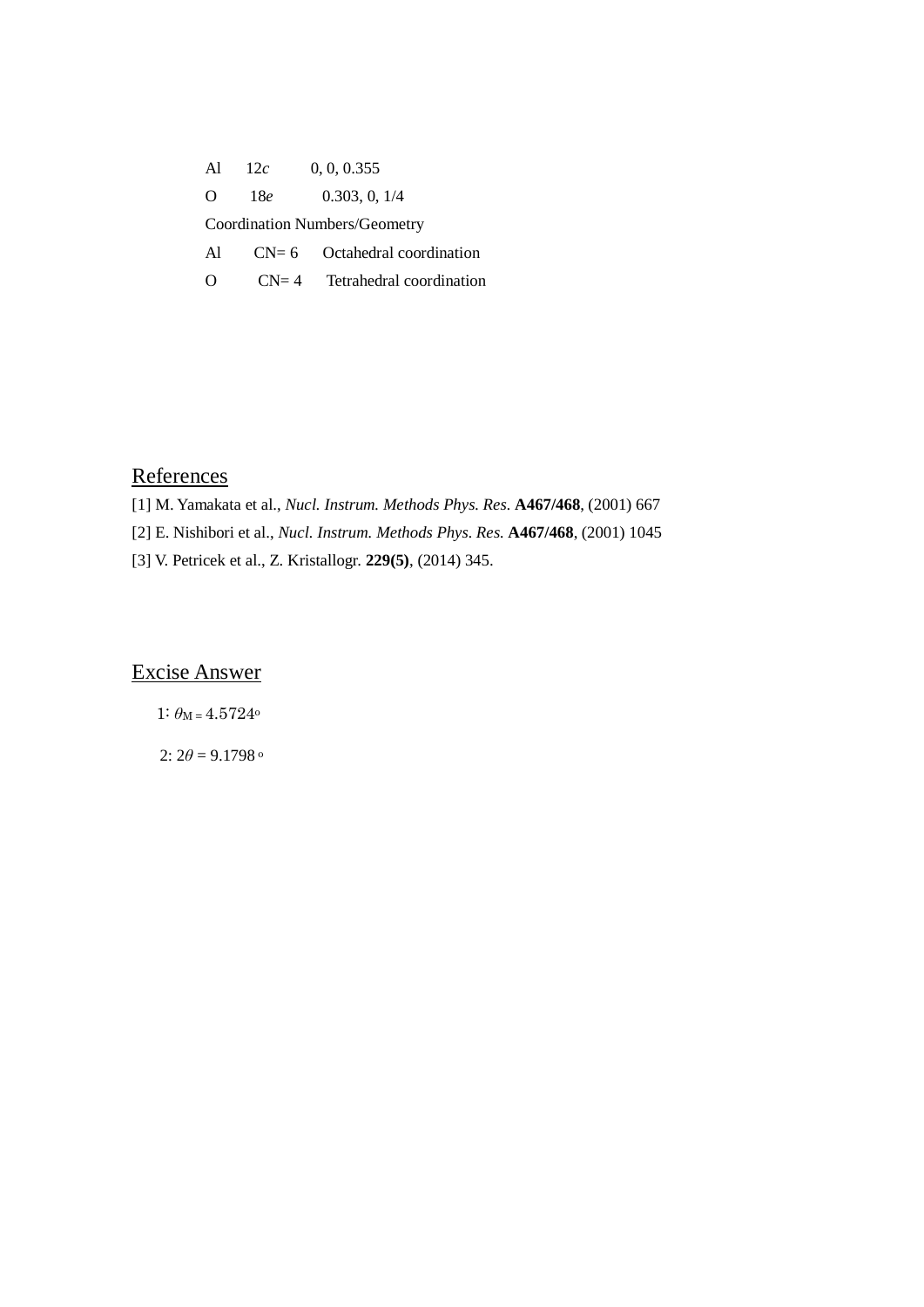| | | |
|---|---|---|
| Al | 12*c* | 0, 0, 0.355 |
| O | 18*e* | 0.303, 0, 1/4 |

Coordination Numbers/Geometry

| | | |
|---|---|---|
| Al | CN= 6 | Octahedral coordination |
| O | CN= 4 | Tetrahedral coordination |

## References

[1] M. Yamakata et al., *Nucl. Instrum. Methods Phys. Res.* **A467/468**, (2001) 667

[2] E. Nishibori et al., *Nucl. Instrum. Methods Phys. Res.* **A467/468**, (2001) 1045

[3] V. Petricek et al., Z. Kristallogr. **229(5)**, (2014) 345.

## Excise Answer

1: $\theta_M = 4.5724^{\circ}$

2: $2\theta = 9.1798^{\circ}$